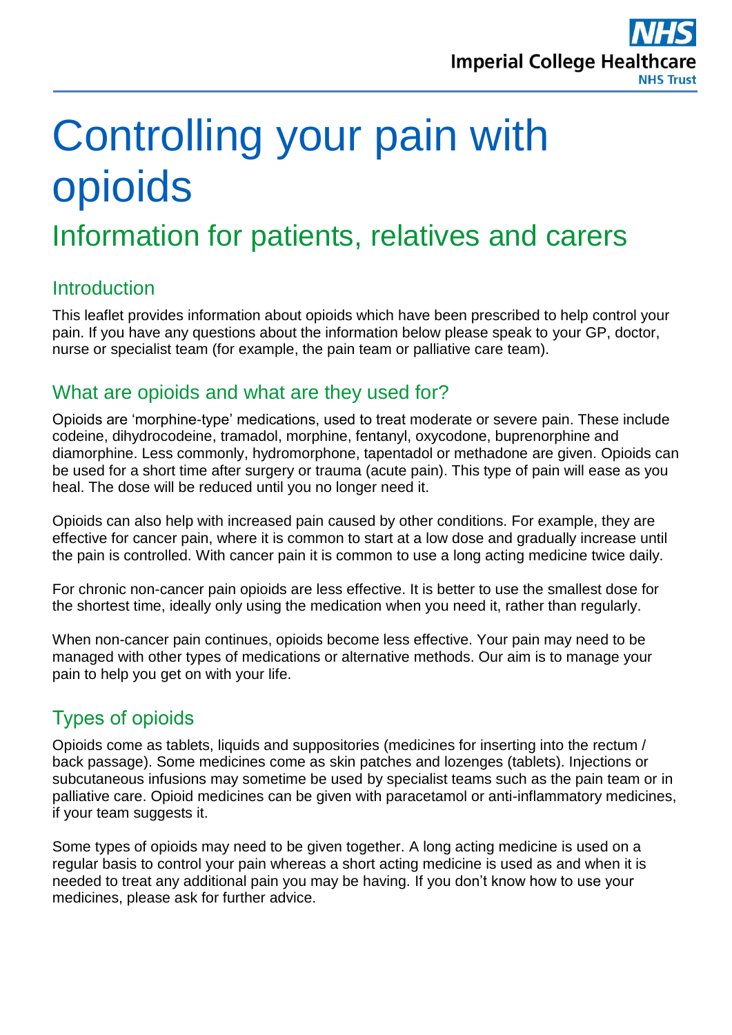# Controlling your pain with opioids

## Information for patients, relatives and carers

### Introduction

This leaflet provides information about opioids which have been prescribed to help control your pain. If you have any questions about the information below please speak to your GP, doctor, nurse or specialist team (for example, the pain team or palliative care team).

### What are opioids and what are they used for?

Opioids are 'morphine-type' medications, used to treat moderate or severe pain. These include codeine, dihydrocodeine, tramadol, morphine, fentanyl, oxycodone, buprenorphine and diamorphine. Less commonly, hydromorphone, tapentadol or methadone are given. Opioids can be used for a short time after surgery or trauma (acute pain). This type of pain will ease as you heal. The dose will be reduced until you no longer need it.

Opioids can also help with increased pain caused by other conditions. For example, they are effective for cancer pain, where it is common to start at a low dose and gradually increase until the pain is controlled. With cancer pain it is common to use a long acting medicine twice daily.

For chronic non-cancer pain opioids are less effective. It is better to use the smallest dose for the shortest time, ideally only using the medication when you need it, rather than regularly.

When non-cancer pain continues, opioids become less effective. Your pain may need to be managed with other types of medications or alternative methods. Our aim is to manage your pain to help you get on with your life.

### Types of opioids

Opioids come as tablets, liquids and suppositories (medicines for inserting into the rectum / back passage). Some medicines come as skin patches and lozenges (tablets). Injections or subcutaneous infusions may sometime be used by specialist teams such as the pain team or in palliative care. Opioid medicines can be given with paracetamol or anti-inflammatory medicines, if your team suggests it.

Some types of opioids may need to be given together. A long acting medicine is used on a regular basis to control your pain whereas a short acting medicine is used as and when it is needed to treat any additional pain you may be having. If you don't know how to use your medicines, please ask for further advice.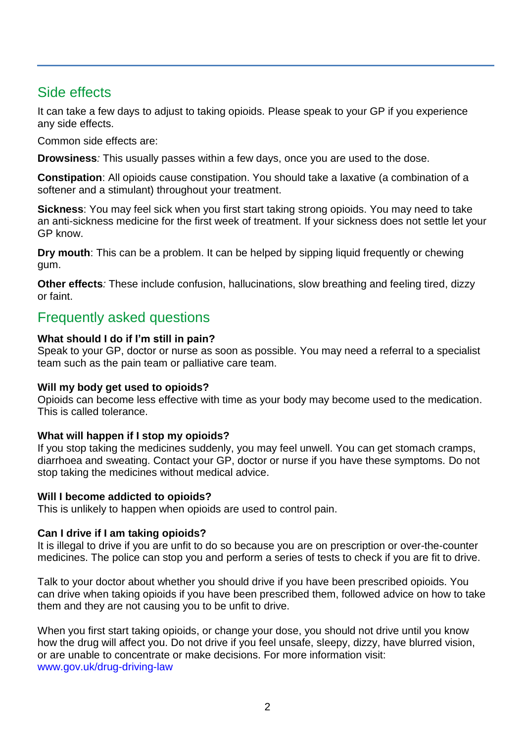## Side effects

It can take a few days to adjust to taking opioids. Please speak to your GP if you experience any side effects.

Common side effects are:

**Drowsiness***:* This usually passes within a few days, once you are used to the dose.

**Constipation**: All opioids cause constipation. You should take a laxative (a combination of a softener and a stimulant) throughout your treatment.

**Sickness**: You may feel sick when you first start taking strong opioids. You may need to take an anti-sickness medicine for the first week of treatment. If your sickness does not settle let your GP know.

**Dry mouth**: This can be a problem. It can be helped by sipping liquid frequently or chewing gum.

**Other effects***:* These include confusion, hallucinations, slow breathing and feeling tired, dizzy or faint.

## Frequently asked questions

**What should I do if I'm still in pain?**
Speak to your GP, doctor or nurse as soon as possible. You may need a referral to a specialist team such as the pain team or palliative care team.

**Will my body get used to opioids?**
Opioids can become less effective with time as your body may become used to the medication. This is called tolerance.

**What will happen if I stop my opioids?**
If you stop taking the medicines suddenly, you may feel unwell. You can get stomach cramps, diarrhoea and sweating. Contact your GP, doctor or nurse if you have these symptoms. Do not stop taking the medicines without medical advice.

**Will I become addicted to opioids?**
This is unlikely to happen when opioids are used to control pain.

**Can I drive if I am taking opioids?**
It is illegal to drive if you are unfit to do so because you are on prescription or over-the-counter medicines. The police can stop you and perform a series of tests to check if you are fit to drive.

Talk to your doctor about whether you should drive if you have been prescribed opioids. You can drive when taking opioids if you have been prescribed them, followed advice on how to take them and they are not causing you to be unfit to drive.

When you first start taking opioids, or change your dose, you should not drive until you know how the drug will affect you. Do not drive if you feel unsafe, sleepy, dizzy, have blurred vision, or are unable to concentrate or make decisions. For more information visit: www.gov.uk/drug-driving-law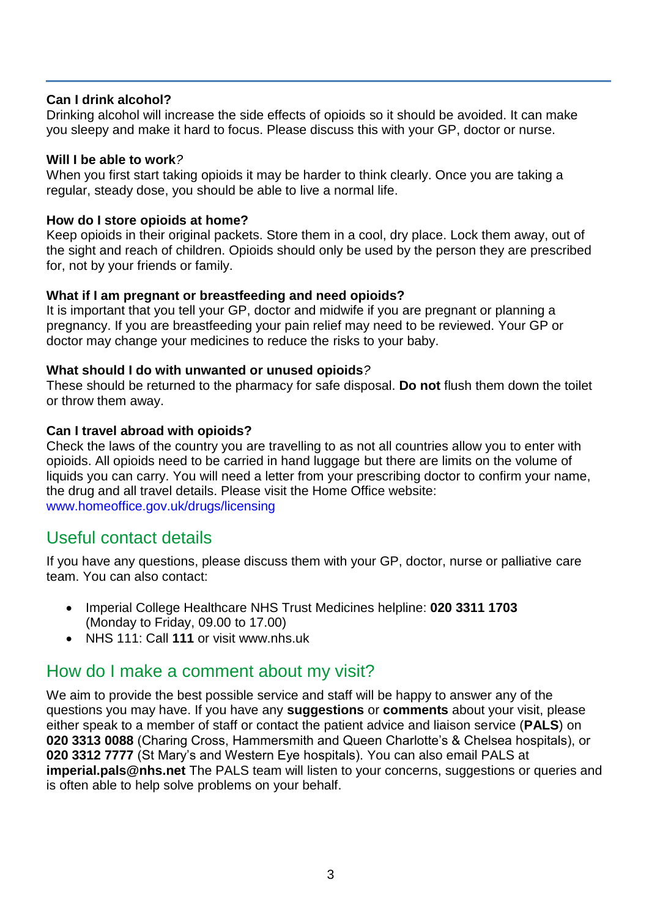**Can I drink alcohol?**
Drinking alcohol will increase the side effects of opioids so it should be avoided. It can make you sleepy and make it hard to focus. Please discuss this with your GP, doctor or nurse.

**Will I be able to work**?
When you first start taking opioids it may be harder to think clearly. Once you are taking a regular, steady dose, you should be able to live a normal life.

**How do I store opioids at home?**
Keep opioids in their original packets. Store them in a cool, dry place. Lock them away, out of the sight and reach of children. Opioids should only be used by the person they are prescribed for, not by your friends or family.

**What if I am pregnant or breastfeeding and need opioids?**
It is important that you tell your GP, doctor and midwife if you are pregnant or planning a pregnancy. If you are breastfeeding your pain relief may need to be reviewed. Your GP or doctor may change your medicines to reduce the risks to your baby.

**What should I do with unwanted or unused opioids**?
These should be returned to the pharmacy for safe disposal. **Do not** flush them down the toilet or throw them away.

**Can I travel abroad with opioids?**
Check the laws of the country you are travelling to as not all countries allow you to enter with opioids. All opioids need to be carried in hand luggage but there are limits on the volume of liquids you can carry. You will need a letter from your prescribing doctor to confirm your name, the drug and all travel details. Please visit the Home Office website: www.homeoffice.gov.uk/drugs/licensing

## Useful contact details

If you have any questions, please discuss them with your GP, doctor, nurse or palliative care team. You can also contact:

- Imperial College Healthcare NHS Trust Medicines helpline: **020 3311 1703** (Monday to Friday, 09.00 to 17.00)
- NHS 111: Call **111** or visit www.nhs.uk

## How do I make a comment about my visit?

We aim to provide the best possible service and staff will be happy to answer any of the questions you may have. If you have any **suggestions** or **comments** about your visit, please either speak to a member of staff or contact the patient advice and liaison service (**PALS**) on **020 3313 0088** (Charing Cross, Hammersmith and Queen Charlotte's & Chelsea hospitals), or **020 3312 7777** (St Mary's and Western Eye hospitals). You can also email PALS at **imperial.pals@nhs.net** The PALS team will listen to your concerns, suggestions or queries and is often able to help solve problems on your behalf.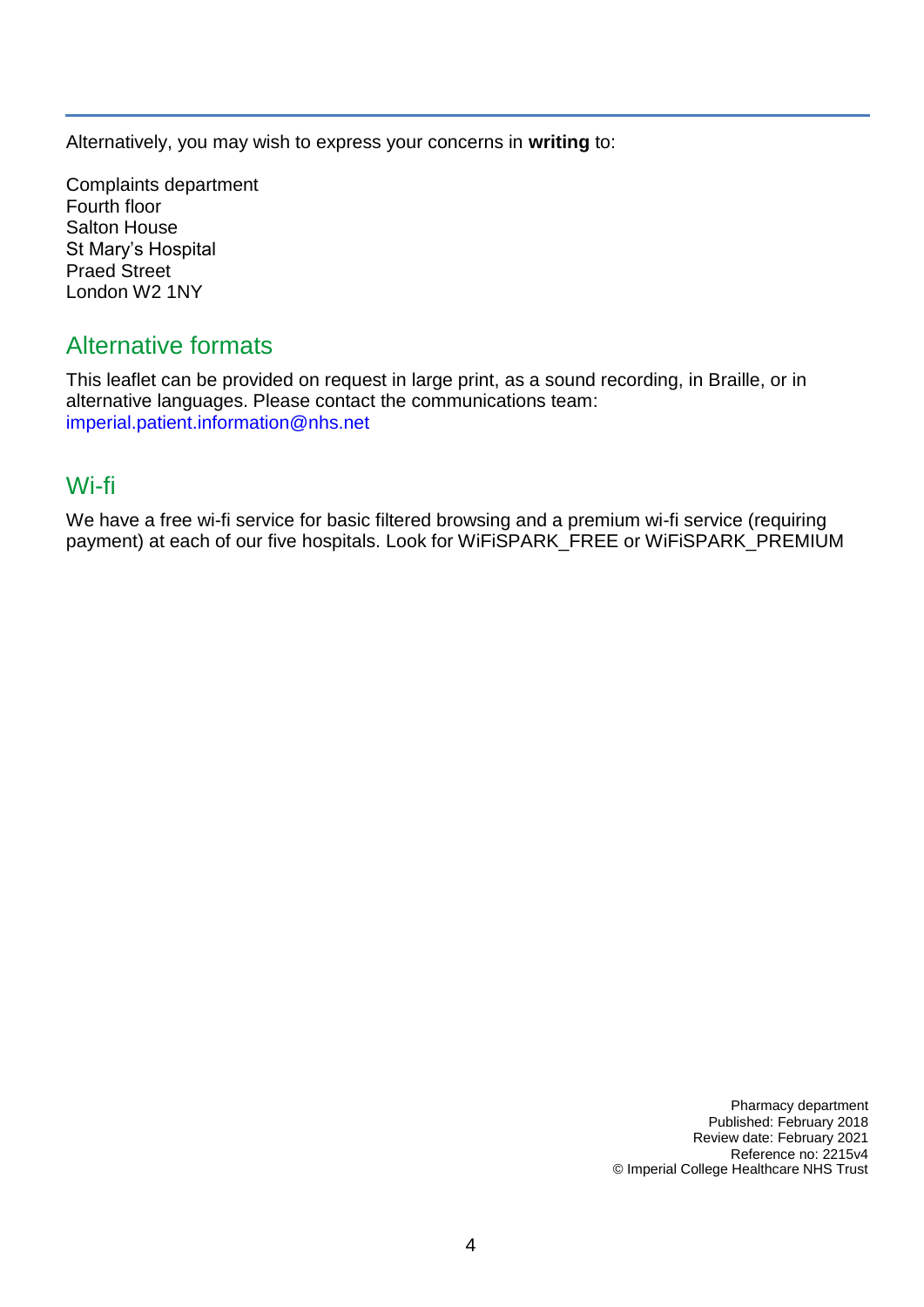Alternatively, you may wish to express your concerns in **writing** to:

Complaints department
Fourth floor
Salton House
St Mary's Hospital
Praed Street
London W2 1NY

## Alternative formats

This leaflet can be provided on request in large print, as a sound recording, in Braille, or in alternative languages. Please contact the communications team: imperial.patient.information@nhs.net

## Wi-fi

We have a free wi-fi service for basic filtered browsing and a premium wi-fi service (requiring payment) at each of our five hospitals. Look for WiFiSPARK_FREE or WiFiSPARK_PREMIUM

Pharmacy department
Published: February 2018
Review date: February 2021
Reference no: 2215v4
© Imperial College Healthcare NHS Trust